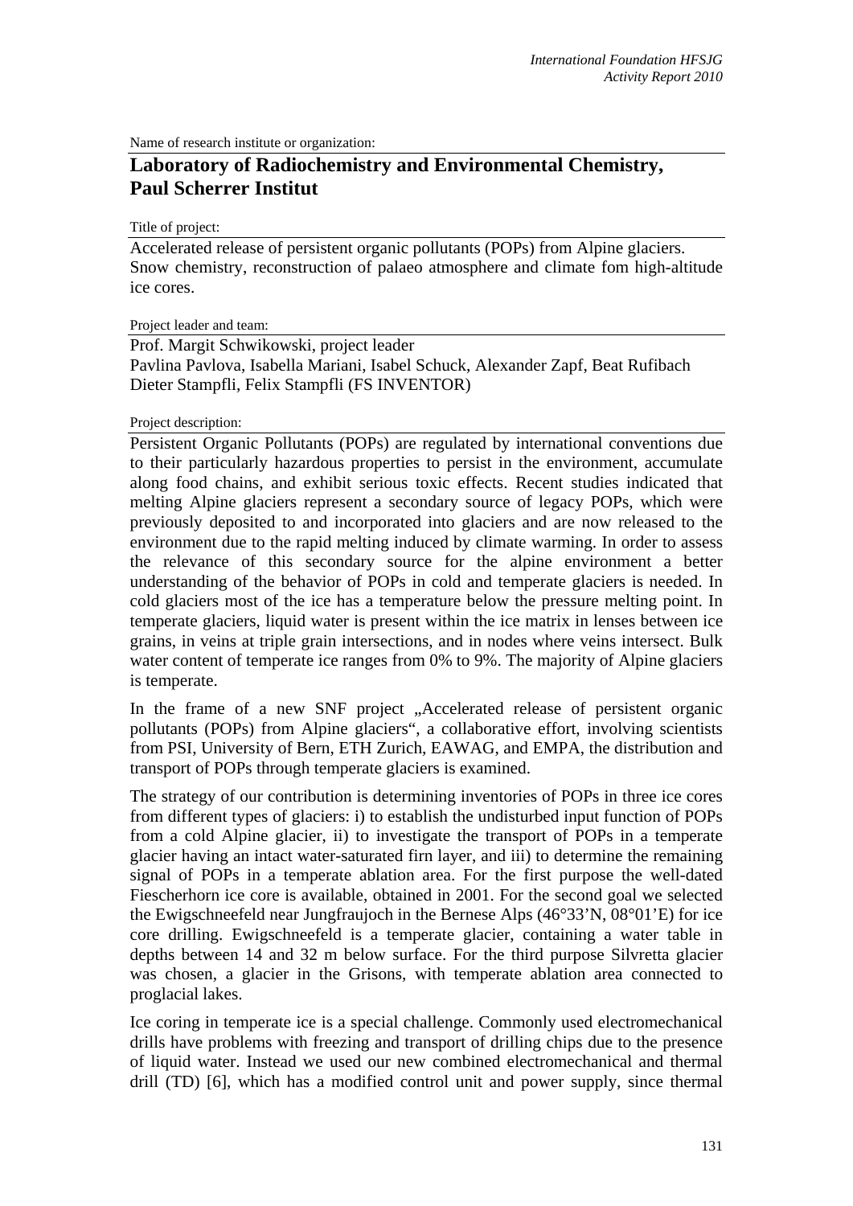Name of research institute or organization:

## Laboratory of Radiochemistry and Environmental Chemistry, Paul Scherrer Institut

Title of project:

Accelerated release of persistent organic pollutants (POPs) from Alpine glaciers. Snow chemistry, reconstruction of palaeo atmosphere and climate fom high-altitude ice cores.

Project leader and team:

Prof. Margit Schwikowski, project leader
Pavlina Pavlova, Isabella Mariani, Isabel Schuck, Alexander Zapf, Beat Rufibach
Dieter Stampfli, Felix Stampfli (FS INVENTOR)

Project description:

Persistent Organic Pollutants (POPs) are regulated by international conventions due to their particularly hazardous properties to persist in the environment, accumulate along food chains, and exhibit serious toxic effects. Recent studies indicated that melting Alpine glaciers represent a secondary source of legacy POPs, which were previously deposited to and incorporated into glaciers and are now released to the environment due to the rapid melting induced by climate warming. In order to assess the relevance of this secondary source for the alpine environment a better understanding of the behavior of POPs in cold and temperate glaciers is needed. In cold glaciers most of the ice has a temperature below the pressure melting point. In temperate glaciers, liquid water is present within the ice matrix in lenses between ice grains, in veins at triple grain intersections, and in nodes where veins intersect. Bulk water content of temperate ice ranges from 0% to 9%. The majority of Alpine glaciers is temperate.

In the frame of a new SNF project „Accelerated release of persistent organic pollutants (POPs) from Alpine glaciers", a collaborative effort, involving scientists from PSI, University of Bern, ETH Zurich, EAWAG, and EMPA, the distribution and transport of POPs through temperate glaciers is examined.

The strategy of our contribution is determining inventories of POPs in three ice cores from different types of glaciers: i) to establish the undisturbed input function of POPs from a cold Alpine glacier, ii) to investigate the transport of POPs in a temperate glacier having an intact water-saturated firn layer, and iii) to determine the remaining signal of POPs in a temperate ablation area. For the first purpose the well-dated Fiescherhorn ice core is available, obtained in 2001. For the second goal we selected the Ewigschneefeld near Jungfraujoch in the Bernese Alps (46°33'N, 08°01'E) for ice core drilling. Ewigschneefeld is a temperate glacier, containing a water table in depths between 14 and 32 m below surface. For the third purpose Silvretta glacier was chosen, a glacier in the Grisons, with temperate ablation area connected to proglacial lakes.

Ice coring in temperate ice is a special challenge. Commonly used electromechanical drills have problems with freezing and transport of drilling chips due to the presence of liquid water. Instead we used our new combined electromechanical and thermal drill (TD) [6], which has a modified control unit and power supply, since thermal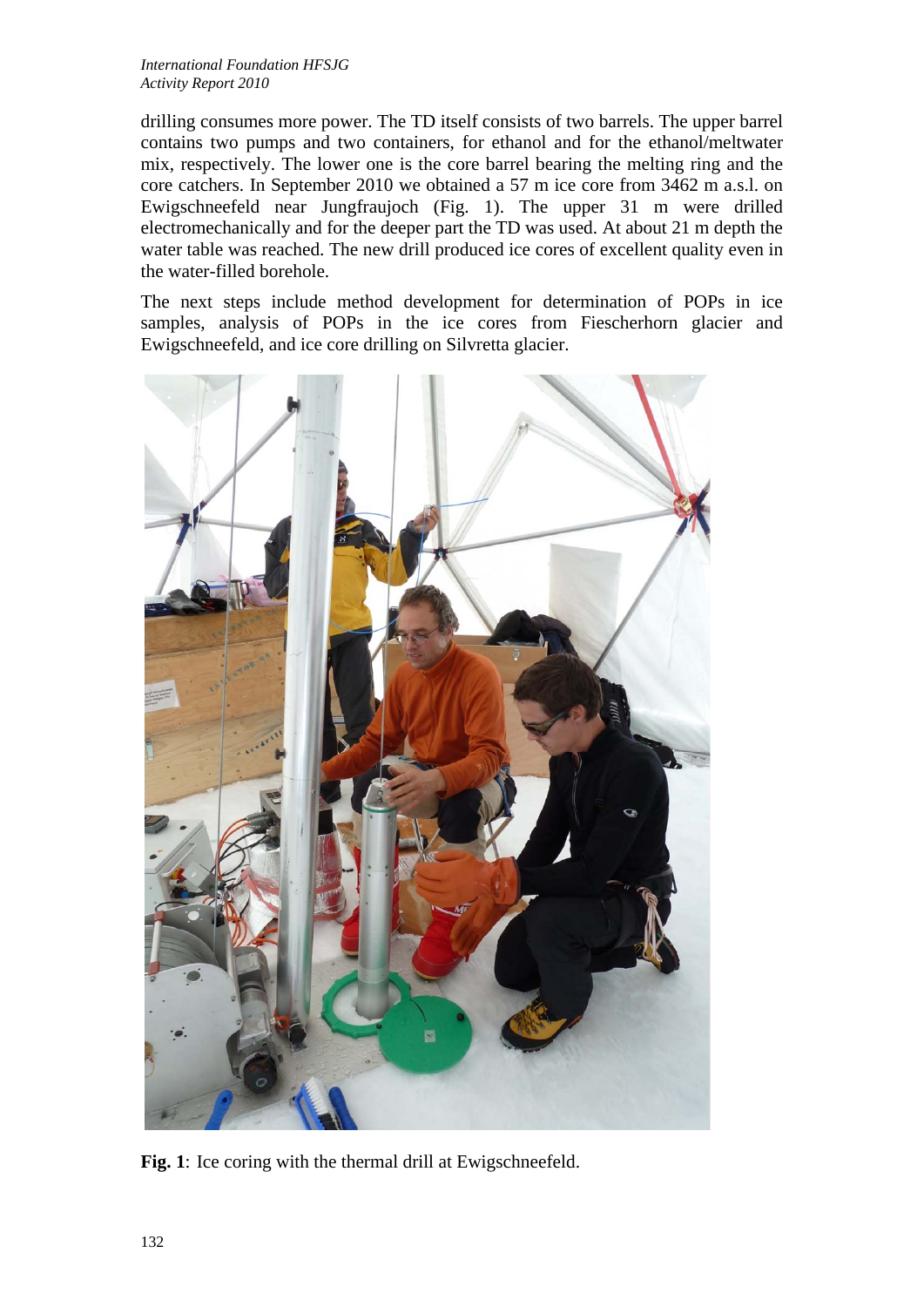drilling consumes more power. The TD itself consists of two barrels. The upper barrel contains two pumps and two containers, for ethanol and for the ethanol/meltwater mix, respectively. The lower one is the core barrel bearing the melting ring and the core catchers. In September 2010 we obtained a 57 m ice core from 3462 m a.s.l. on Ewigschneefeld near Jungfraujoch (Fig. 1). The upper 31 m were drilled electromechanically and for the deeper part the TD was used. At about 21 m depth the water table was reached. The new drill produced ice cores of excellent quality even in the water-filled borehole.

The next steps include method development for determination of POPs in ice samples, analysis of POPs in the ice cores from Fiescherhorn glacier and Ewigschneefeld, and ice core drilling on Silvretta glacier.

**Fig. 1**: Ice coring with the thermal drill at Ewigschneefeld.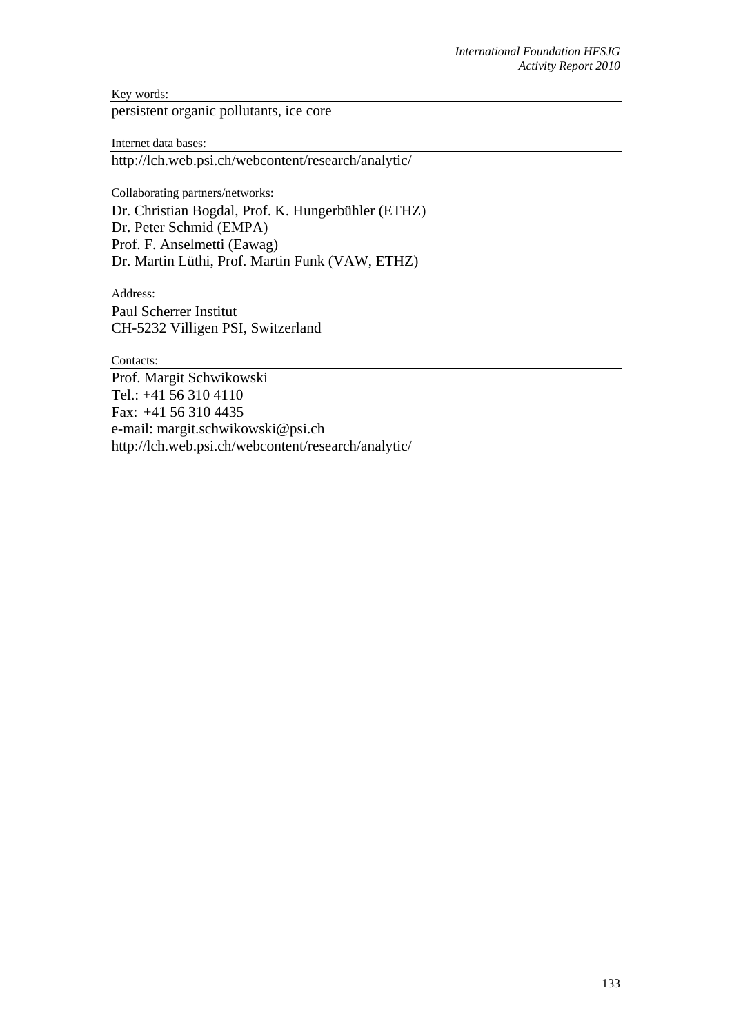Key words:

persistent organic pollutants, ice core

Internet data bases:

http://lch.web.psi.ch/webcontent/research/analytic/

Collaborating partners/networks:

Dr. Christian Bogdal, Prof. K. Hungerbühler (ETHZ)
Dr. Peter Schmid (EMPA)
Prof. F. Anselmetti (Eawag)
Dr. Martin Lüthi, Prof. Martin Funk (VAW, ETHZ)

Address:

Paul Scherrer Institut
CH-5232 Villigen PSI, Switzerland

Contacts:

Prof. Margit Schwikowski
Tel.: +41 56 310 4110
Fax: +41 56 310 4435
e-mail: margit.schwikowski@psi.ch
http://lch.web.psi.ch/webcontent/research/analytic/